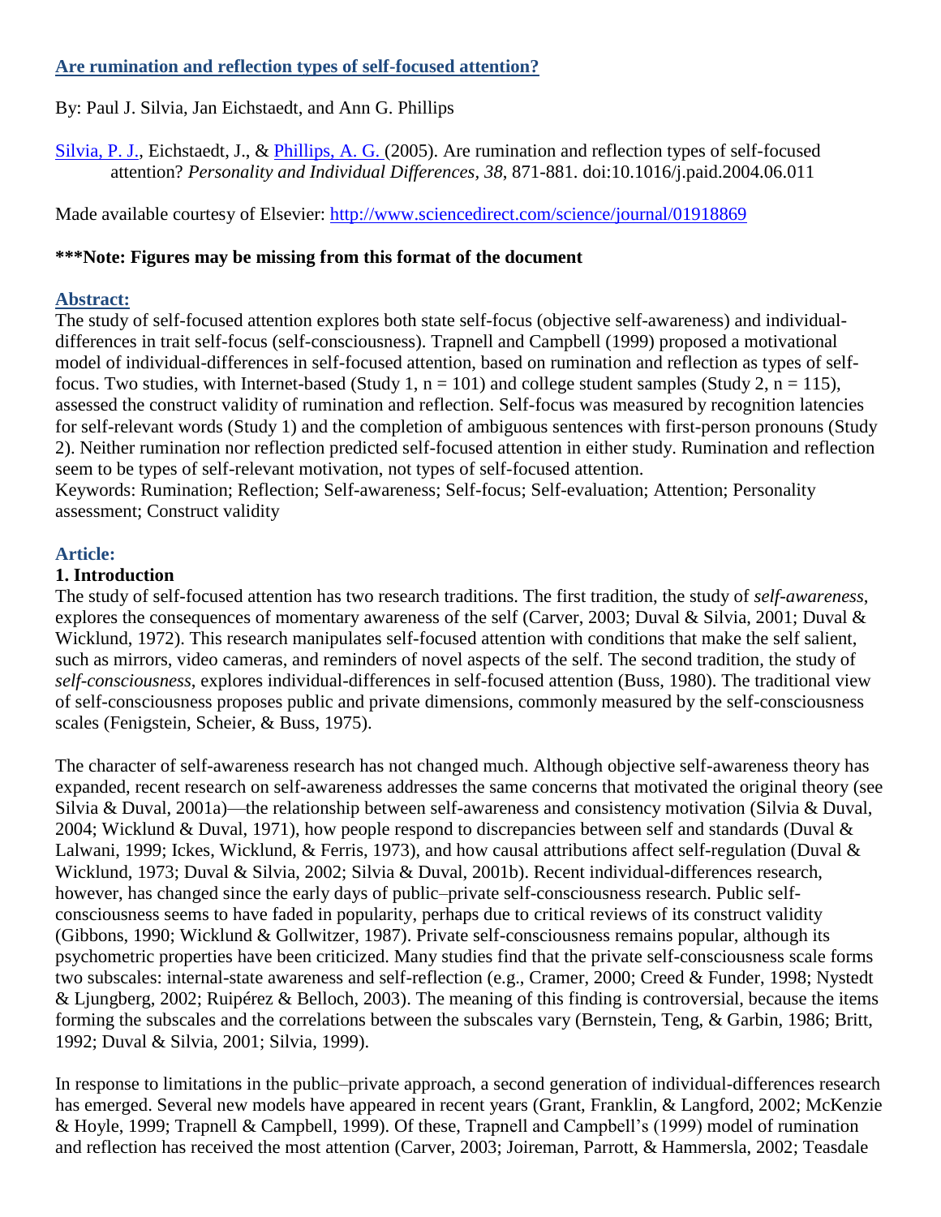# Are rumination and reflection types of self-focused attention?

By: Paul J. Silvia, Jan Eichstaedt, and Ann G. Phillips

Silvia, P. J., Eichstaedt, J., & Phillips, A. G. (2005). Are rumination and reflection types of self-focused attention? *Personality and Individual Differences, 38*, 871-881. doi:10.1016/j.paid.2004.06.011

Made available courtesy of Elsevier: http://www.sciencedirect.com/science/journal/01918869

**\*\*\*Note: Figures may be missing from this format of the document**

## Abstract:

The study of self-focused attention explores both state self-focus (objective self-awareness) and individual-differences in trait self-focus (self-consciousness). Trapnell and Campbell (1999) proposed a motivational model of individual-differences in self-focused attention, based on rumination and reflection as types of self-focus. Two studies, with Internet-based (Study 1, n = 101) and college student samples (Study 2, n = 115), assessed the construct validity of rumination and reflection. Self-focus was measured by recognition latencies for self-relevant words (Study 1) and the completion of ambiguous sentences with first-person pronouns (Study 2). Neither rumination nor reflection predicted self-focused attention in either study. Rumination and reflection seem to be types of self-relevant motivation, not types of self-focused attention.

Keywords: Rumination; Reflection; Self-awareness; Self-focus; Self-evaluation; Attention; Personality assessment; Construct validity

## Article:

### 1. Introduction

The study of self-focused attention has two research traditions. The first tradition, the study of *self-awareness*, explores the consequences of momentary awareness of the self (Carver, 2003; Duval & Silvia, 2001; Duval & Wicklund, 1972). This research manipulates self-focused attention with conditions that make the self salient, such as mirrors, video cameras, and reminders of novel aspects of the self. The second tradition, the study of *self-consciousness*, explores individual-differences in self-focused attention (Buss, 1980). The traditional view of self-consciousness proposes public and private dimensions, commonly measured by the self-consciousness scales (Fenigstein, Scheier, & Buss, 1975).

The character of self-awareness research has not changed much. Although objective self-awareness theory has expanded, recent research on self-awareness addresses the same concerns that motivated the original theory (see Silvia & Duval, 2001a)—the relationship between self-awareness and consistency motivation (Silvia & Duval, 2004; Wicklund & Duval, 1971), how people respond to discrepancies between self and standards (Duval & Lalwani, 1999; Ickes, Wicklund, & Ferris, 1973), and how causal attributions affect self-regulation (Duval & Wicklund, 1973; Duval & Silvia, 2002; Silvia & Duval, 2001b). Recent individual-differences research, however, has changed since the early days of public–private self-consciousness research. Public self-consciousness seems to have faded in popularity, perhaps due to critical reviews of its construct validity (Gibbons, 1990; Wicklund & Gollwitzer, 1987). Private self-consciousness remains popular, although its psychometric properties have been criticized. Many studies find that the private self-consciousness scale forms two subscales: internal-state awareness and self-reflection (e.g., Cramer, 2000; Creed & Funder, 1998; Nystedt & Ljungberg, 2002; Ruipérez & Belloch, 2003). The meaning of this finding is controversial, because the items forming the subscales and the correlations between the subscales vary (Bernstein, Teng, & Garbin, 1986; Britt, 1992; Duval & Silvia, 2001; Silvia, 1999).

In response to limitations in the public–private approach, a second generation of individual-differences research has emerged. Several new models have appeared in recent years (Grant, Franklin, & Langford, 2002; McKenzie & Hoyle, 1999; Trapnell & Campbell, 1999). Of these, Trapnell and Campbell's (1999) model of rumination and reflection has received the most attention (Carver, 2003; Joireman, Parrott, & Hammersla, 2002; Teasdale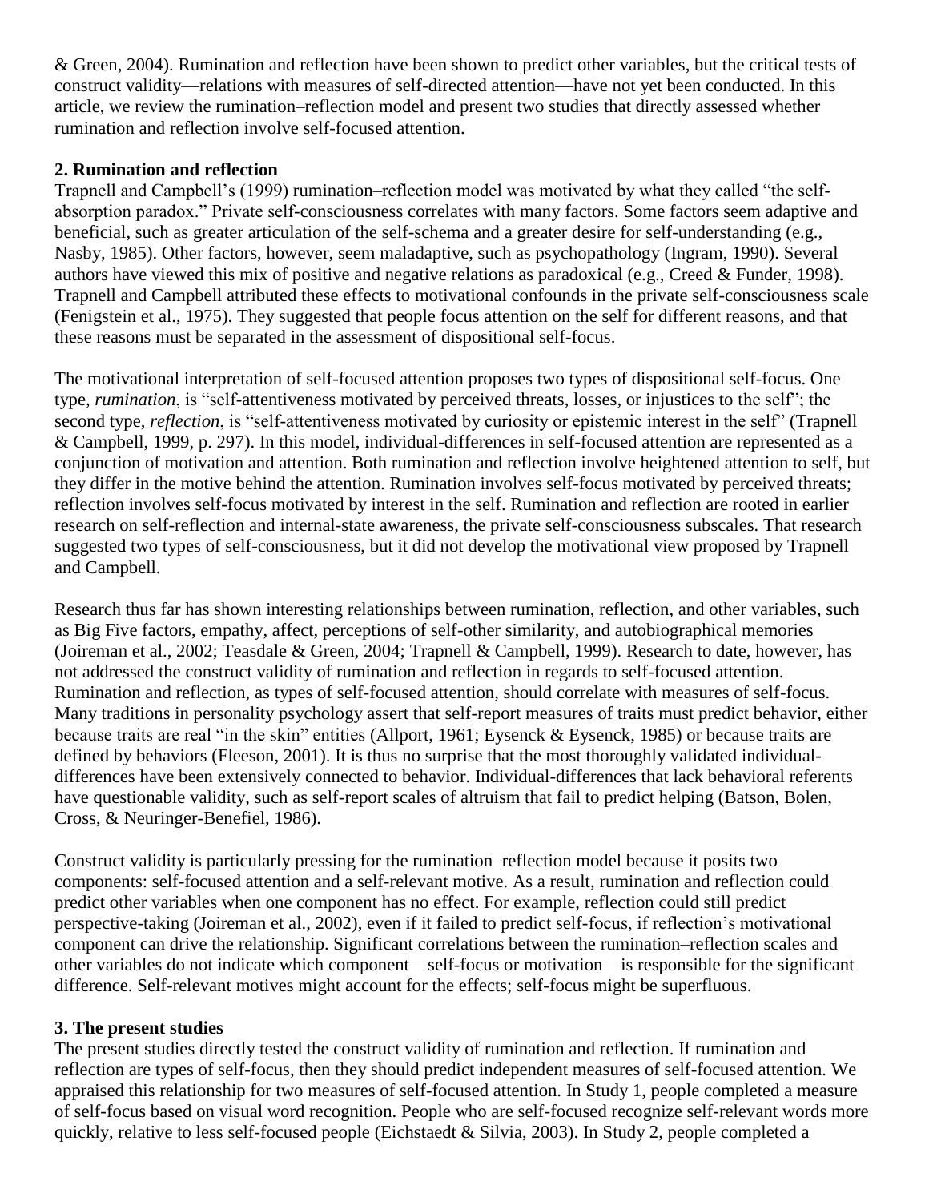& Green, 2004). Rumination and reflection have been shown to predict other variables, but the critical tests of construct validity—relations with measures of self-directed attention—have not yet been conducted. In this article, we review the rumination–reflection model and present two studies that directly assessed whether rumination and reflection involve self-focused attention.

## 2. Rumination and reflection

Trapnell and Campbell's (1999) rumination–reflection model was motivated by what they called "the self-absorption paradox." Private self-consciousness correlates with many factors. Some factors seem adaptive and beneficial, such as greater articulation of the self-schema and a greater desire for self-understanding (e.g., Nasby, 1985). Other factors, however, seem maladaptive, such as psychopathology (Ingram, 1990). Several authors have viewed this mix of positive and negative relations as paradoxical (e.g., Creed & Funder, 1998). Trapnell and Campbell attributed these effects to motivational confounds in the private self-consciousness scale (Fenigstein et al., 1975). They suggested that people focus attention on the self for different reasons, and that these reasons must be separated in the assessment of dispositional self-focus.

The motivational interpretation of self-focused attention proposes two types of dispositional self-focus. One type, *rumination*, is "self-attentiveness motivated by perceived threats, losses, or injustices to the self"; the second type, *reflection*, is "self-attentiveness motivated by curiosity or epistemic interest in the self" (Trapnell & Campbell, 1999, p. 297). In this model, individual-differences in self-focused attention are represented as a conjunction of motivation and attention. Both rumination and reflection involve heightened attention to self, but they differ in the motive behind the attention. Rumination involves self-focus motivated by perceived threats; reflection involves self-focus motivated by interest in the self. Rumination and reflection are rooted in earlier research on self-reflection and internal-state awareness, the private self-consciousness subscales. That research suggested two types of self-consciousness, but it did not develop the motivational view proposed by Trapnell and Campbell.

Research thus far has shown interesting relationships between rumination, reflection, and other variables, such as Big Five factors, empathy, affect, perceptions of self-other similarity, and autobiographical memories (Joireman et al., 2002; Teasdale & Green, 2004; Trapnell & Campbell, 1999). Research to date, however, has not addressed the construct validity of rumination and reflection in regards to self-focused attention. Rumination and reflection, as types of self-focused attention, should correlate with measures of self-focus. Many traditions in personality psychology assert that self-report measures of traits must predict behavior, either because traits are real "in the skin" entities (Allport, 1961; Eysenck & Eysenck, 1985) or because traits are defined by behaviors (Fleeson, 2001). It is thus no surprise that the most thoroughly validated individual-differences have been extensively connected to behavior. Individual-differences that lack behavioral referents have questionable validity, such as self-report scales of altruism that fail to predict helping (Batson, Bolen, Cross, & Neuringer-Benefiel, 1986).

Construct validity is particularly pressing for the rumination–reflection model because it posits two components: self-focused attention and a self-relevant motive. As a result, rumination and reflection could predict other variables when one component has no effect. For example, reflection could still predict perspective-taking (Joireman et al., 2002), even if it failed to predict self-focus, if reflection's motivational component can drive the relationship. Significant correlations between the rumination–reflection scales and other variables do not indicate which component—self-focus or motivation—is responsible for the significant difference. Self-relevant motives might account for the effects; self-focus might be superfluous.

## 3. The present studies

The present studies directly tested the construct validity of rumination and reflection. If rumination and reflection are types of self-focus, then they should predict independent measures of self-focused attention. We appraised this relationship for two measures of self-focused attention. In Study 1, people completed a measure of self-focus based on visual word recognition. People who are self-focused recognize self-relevant words more quickly, relative to less self-focused people (Eichstaedt & Silvia, 2003). In Study 2, people completed a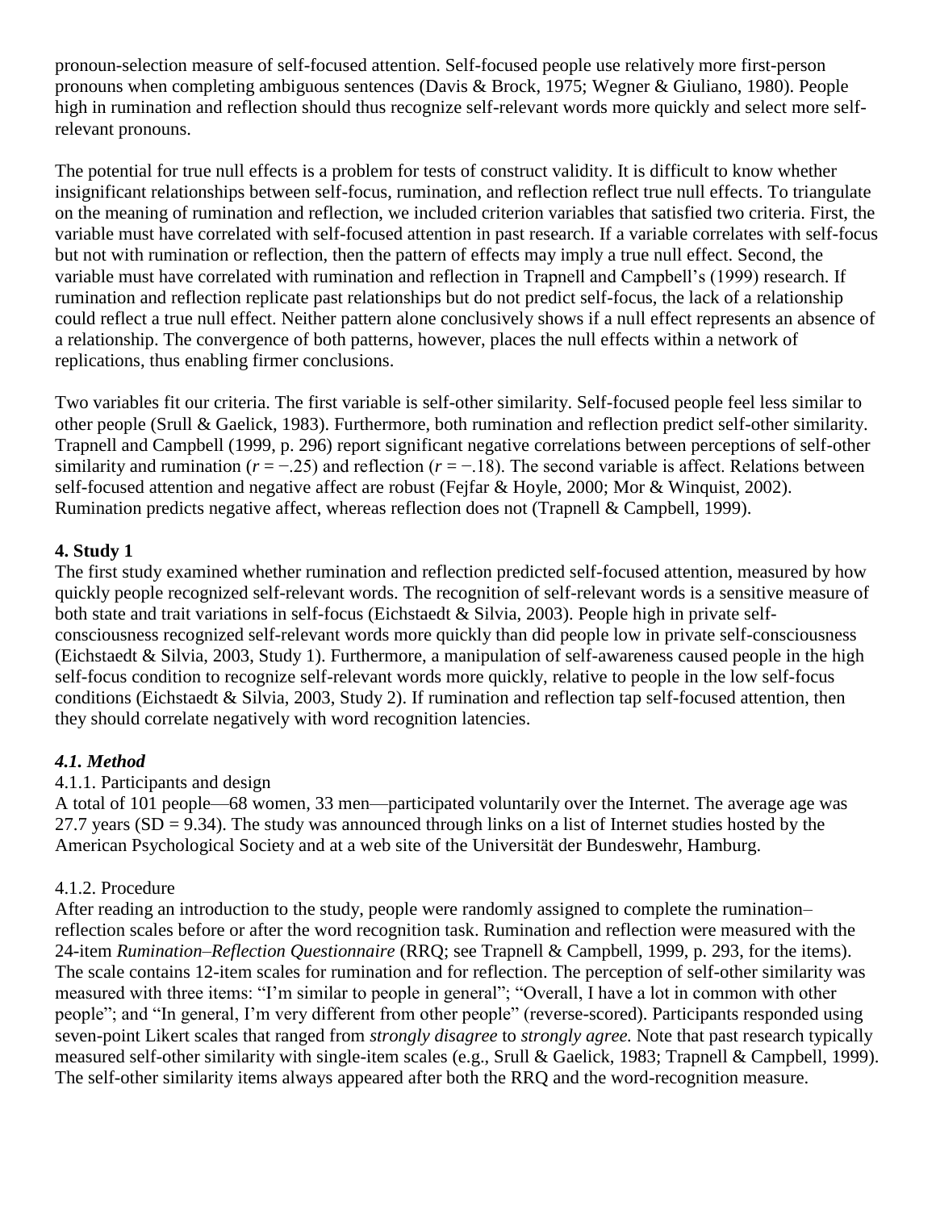pronoun-selection measure of self-focused attention. Self-focused people use relatively more first-person pronouns when completing ambiguous sentences (Davis & Brock, 1975; Wegner & Giuliano, 1980). People high in rumination and reflection should thus recognize self-relevant words more quickly and select more self-relevant pronouns.

The potential for true null effects is a problem for tests of construct validity. It is difficult to know whether insignificant relationships between self-focus, rumination, and reflection reflect true null effects. To triangulate on the meaning of rumination and reflection, we included criterion variables that satisfied two criteria. First, the variable must have correlated with self-focused attention in past research. If a variable correlates with self-focus but not with rumination or reflection, then the pattern of effects may imply a true null effect. Second, the variable must have correlated with rumination and reflection in Trapnell and Campbell's (1999) research. If rumination and reflection replicate past relationships but do not predict self-focus, the lack of a relationship could reflect a true null effect. Neither pattern alone conclusively shows if a null effect represents an absence of a relationship. The convergence of both patterns, however, places the null effects within a network of replications, thus enabling firmer conclusions.

Two variables fit our criteria. The first variable is self-other similarity. Self-focused people feel less similar to other people (Srull & Gaelick, 1983). Furthermore, both rumination and reflection predict self-other similarity. Trapnell and Campbell (1999, p. 296) report significant negative correlations between perceptions of self-other similarity and rumination ($r = -.25$) and reflection ($r = -.18$). The second variable is affect. Relations between self-focused attention and negative affect are robust (Fejfar & Hoyle, 2000; Mor & Winquist, 2002). Rumination predicts negative affect, whereas reflection does not (Trapnell & Campbell, 1999).

## 4. Study 1

The first study examined whether rumination and reflection predicted self-focused attention, measured by how quickly people recognized self-relevant words. The recognition of self-relevant words is a sensitive measure of both state and trait variations in self-focus (Eichstaedt & Silvia, 2003). People high in private self-consciousness recognized self-relevant words more quickly than did people low in private self-consciousness (Eichstaedt & Silvia, 2003, Study 1). Furthermore, a manipulation of self-awareness caused people in the high self-focus condition to recognize self-relevant words more quickly, relative to people in the low self-focus conditions (Eichstaedt & Silvia, 2003, Study 2). If rumination and reflection tap self-focused attention, then they should correlate negatively with word recognition latencies.

### *4.1. Method*

#### 4.1.1. Participants and design

A total of 101 people—68 women, 33 men—participated voluntarily over the Internet. The average age was 27.7 years (SD = 9.34). The study was announced through links on a list of Internet studies hosted by the American Psychological Society and at a web site of the Universität der Bundeswehr, Hamburg.

#### 4.1.2. Procedure

After reading an introduction to the study, people were randomly assigned to complete the rumination–reflection scales before or after the word recognition task. Rumination and reflection were measured with the 24-item *Rumination–Reflection Questionnaire* (RRQ; see Trapnell & Campbell, 1999, p. 293, for the items). The scale contains 12-item scales for rumination and for reflection. The perception of self-other similarity was measured with three items: "I'm similar to people in general"; "Overall, I have a lot in common with other people"; and "In general, I'm very different from other people" (reverse-scored). Participants responded using seven-point Likert scales that ranged from *strongly disagree* to *strongly agree.* Note that past research typically measured self-other similarity with single-item scales (e.g., Srull & Gaelick, 1983; Trapnell & Campbell, 1999). The self-other similarity items always appeared after both the RRQ and the word-recognition measure.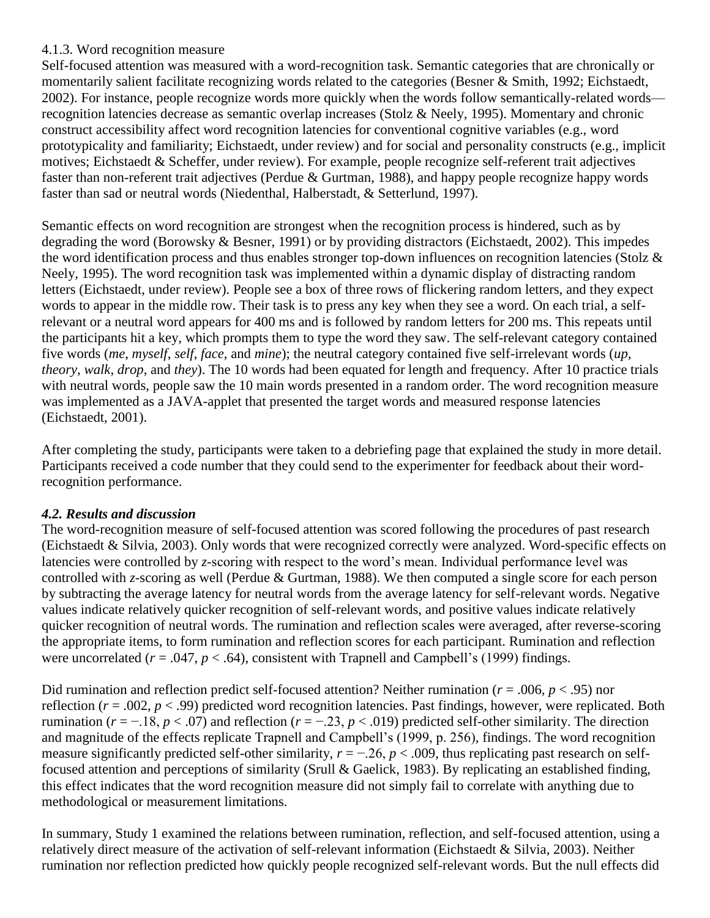#### 4.1.3. Word recognition measure

Self-focused attention was measured with a word-recognition task. Semantic categories that are chronically or momentarily salient facilitate recognizing words related to the categories (Besner & Smith, 1992; Eichstaedt, 2002). For instance, people recognize words more quickly when the words follow semantically-related words—recognition latencies decrease as semantic overlap increases (Stolz & Neely, 1995). Momentary and chronic construct accessibility affect word recognition latencies for conventional cognitive variables (e.g., word prototypicality and familiarity; Eichstaedt, under review) and for social and personality constructs (e.g., implicit motives; Eichstaedt & Scheffer, under review). For example, people recognize self-referent trait adjectives faster than non-referent trait adjectives (Perdue & Gurtman, 1988), and happy people recognize happy words faster than sad or neutral words (Niedenthal, Halberstadt, & Setterlund, 1997).

Semantic effects on word recognition are strongest when the recognition process is hindered, such as by degrading the word (Borowsky & Besner, 1991) or by providing distractors (Eichstaedt, 2002). This impedes the word identification process and thus enables stronger top-down influences on recognition latencies (Stolz & Neely, 1995). The word recognition task was implemented within a dynamic display of distracting random letters (Eichstaedt, under review). People see a box of three rows of flickering random letters, and they expect words to appear in the middle row. Their task is to press any key when they see a word. On each trial, a self-relevant or a neutral word appears for 400 ms and is followed by random letters for 200 ms. This repeats until the participants hit a key, which prompts them to type the word they saw. The self-relevant category contained five words (*me*, *myself*, *self*, *face*, and *mine*); the neutral category contained five self-irrelevant words (*up*, *theory*, *walk*, *drop*, and *they*). The 10 words had been equated for length and frequency. After 10 practice trials with neutral words, people saw the 10 main words presented in a random order. The word recognition measure was implemented as a JAVA-applet that presented the target words and measured response latencies (Eichstaedt, 2001).

After completing the study, participants were taken to a debriefing page that explained the study in more detail. Participants received a code number that they could send to the experimenter for feedback about their word-recognition performance.

### *4.2. Results and discussion*

The word-recognition measure of self-focused attention was scored following the procedures of past research (Eichstaedt & Silvia, 2003). Only words that were recognized correctly were analyzed. Word-specific effects on latencies were controlled by *z*-scoring with respect to the word's mean. Individual performance level was controlled with *z*-scoring as well (Perdue & Gurtman, 1988). We then computed a single score for each person by subtracting the average latency for neutral words from the average latency for self-relevant words. Negative values indicate relatively quicker recognition of self-relevant words, and positive values indicate relatively quicker recognition of neutral words. The rumination and reflection scales were averaged, after reverse-scoring the appropriate items, to form rumination and reflection scores for each participant. Rumination and reflection were uncorrelated ($r = .047$, $p < .64$), consistent with Trapnell and Campbell's (1999) findings.

Did rumination and reflection predict self-focused attention? Neither rumination ($r = .006$, $p < .95$) nor reflection ($r = .002$, $p < .99$) predicted word recognition latencies. Past findings, however, were replicated. Both rumination ($r = -.18$, $p < .07$) and reflection ($r = -.23$, $p < .019$) predicted self-other similarity. The direction and magnitude of the effects replicate Trapnell and Campbell's (1999, p. 256), findings. The word recognition measure significantly predicted self-other similarity, $r = -.26$, $p < .009$, thus replicating past research on self-focused attention and perceptions of similarity (Srull & Gaelick, 1983). By replicating an established finding, this effect indicates that the word recognition measure did not simply fail to correlate with anything due to methodological or measurement limitations.

In summary, Study 1 examined the relations between rumination, reflection, and self-focused attention, using a relatively direct measure of the activation of self-relevant information (Eichstaedt & Silvia, 2003). Neither rumination nor reflection predicted how quickly people recognized self-relevant words. But the null effects did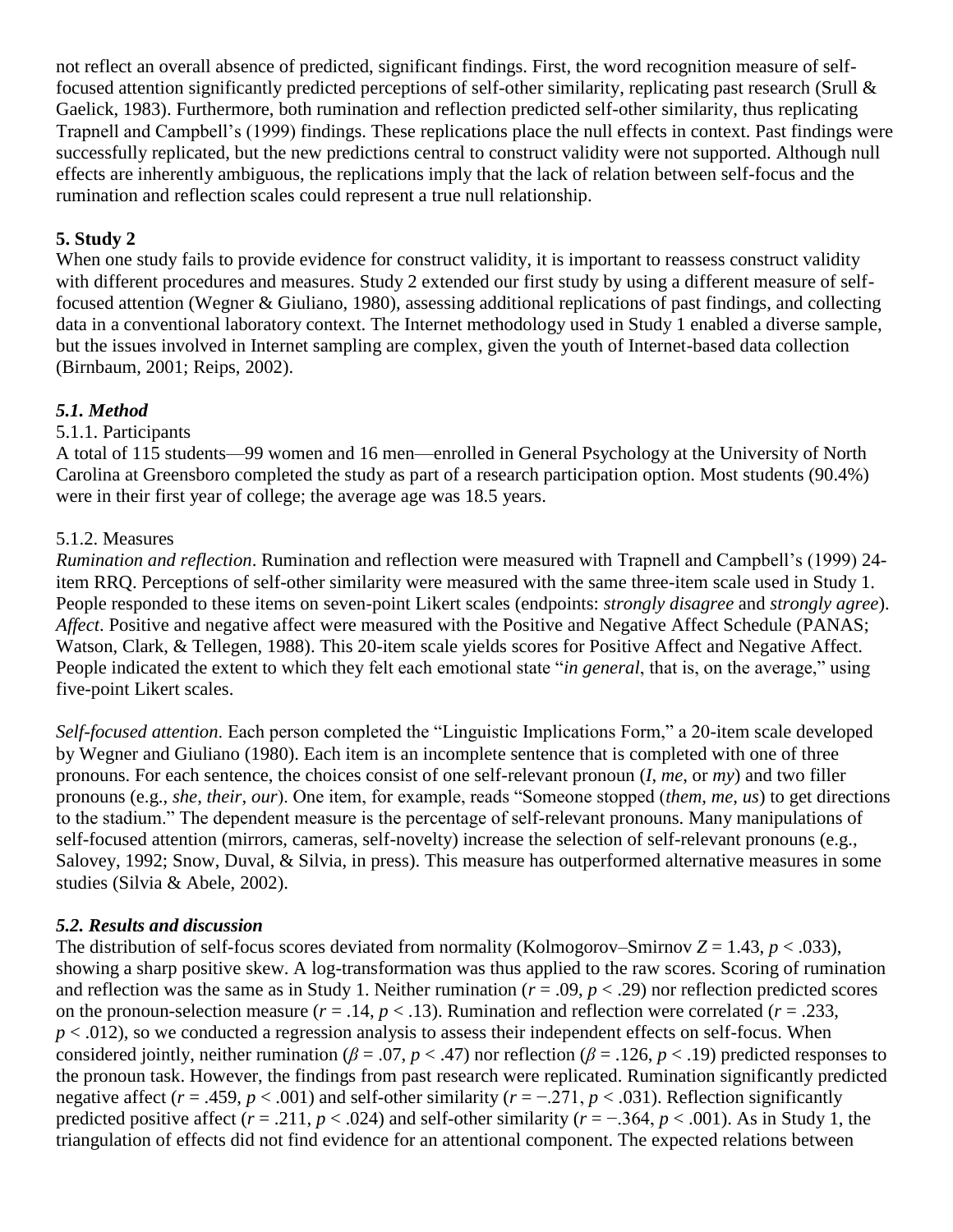not reflect an overall absence of predicted, significant findings. First, the word recognition measure of self-focused attention significantly predicted perceptions of self-other similarity, replicating past research (Srull & Gaelick, 1983). Furthermore, both rumination and reflection predicted self-other similarity, thus replicating Trapnell and Campbell's (1999) findings. These replications place the null effects in context. Past findings were successfully replicated, but the new predictions central to construct validity were not supported. Although null effects are inherently ambiguous, the replications imply that the lack of relation between self-focus and the rumination and reflection scales could represent a true null relationship.

## 5. Study 2

When one study fails to provide evidence for construct validity, it is important to reassess construct validity with different procedures and measures. Study 2 extended our first study by using a different measure of self-focused attention (Wegner & Giuliano, 1980), assessing additional replications of past findings, and collecting data in a conventional laboratory context. The Internet methodology used in Study 1 enabled a diverse sample, but the issues involved in Internet sampling are complex, given the youth of Internet-based data collection (Birnbaum, 2001; Reips, 2002).

### *5.1. Method*

5.1.1. Participants

A total of 115 students—99 women and 16 men—enrolled in General Psychology at the University of North Carolina at Greensboro completed the study as part of a research participation option. Most students (90.4%) were in their first year of college; the average age was 18.5 years.

5.1.2. Measures

*Rumination and reflection*. Rumination and reflection were measured with Trapnell and Campbell's (1999) 24-item RRQ. Perceptions of self-other similarity were measured with the same three-item scale used in Study 1. People responded to these items on seven-point Likert scales (endpoints: *strongly disagree* and *strongly agree*).
*Affect*. Positive and negative affect were measured with the Positive and Negative Affect Schedule (PANAS; Watson, Clark, & Tellegen, 1988). This 20-item scale yields scores for Positive Affect and Negative Affect. People indicated the extent to which they felt each emotional state "*in general*, that is, on the average," using five-point Likert scales.

*Self-focused attention*. Each person completed the "Linguistic Implications Form," a 20-item scale developed by Wegner and Giuliano (1980). Each item is an incomplete sentence that is completed with one of three pronouns. For each sentence, the choices consist of one self-relevant pronoun (*I*, *me*, or *my*) and two filler pronouns (e.g., *she*, *their*, *our*). One item, for example, reads "Someone stopped (*them*, *me*, *us*) to get directions to the stadium." The dependent measure is the percentage of self-relevant pronouns. Many manipulations of self-focused attention (mirrors, cameras, self-novelty) increase the selection of self-relevant pronouns (e.g., Salovey, 1992; Snow, Duval, & Silvia, in press). This measure has outperformed alternative measures in some studies (Silvia & Abele, 2002).

### *5.2. Results and discussion*

The distribution of self-focus scores deviated from normality (Kolmogorov–Smirnov $Z = 1.43$, $p < .033$), showing a sharp positive skew. A log-transformation was thus applied to the raw scores. Scoring of rumination and reflection was the same as in Study 1. Neither rumination ($r = .09$, $p < .29$) nor reflection predicted scores on the pronoun-selection measure ($r = .14$, $p < .13$). Rumination and reflection were correlated ($r = .233$, $p < .012$), so we conducted a regression analysis to assess their independent effects on self-focus. When considered jointly, neither rumination ($\beta = .07$, $p < .47$) nor reflection ($\beta = .126$, $p < .19$) predicted responses to the pronoun task. However, the findings from past research were replicated. Rumination significantly predicted negative affect ($r = .459$, $p < .001$) and self-other similarity ($r = -.271$, $p < .031$). Reflection significantly predicted positive affect ($r = .211$, $p < .024$) and self-other similarity ($r = -.364$, $p < .001$). As in Study 1, the triangulation of effects did not find evidence for an attentional component. The expected relations between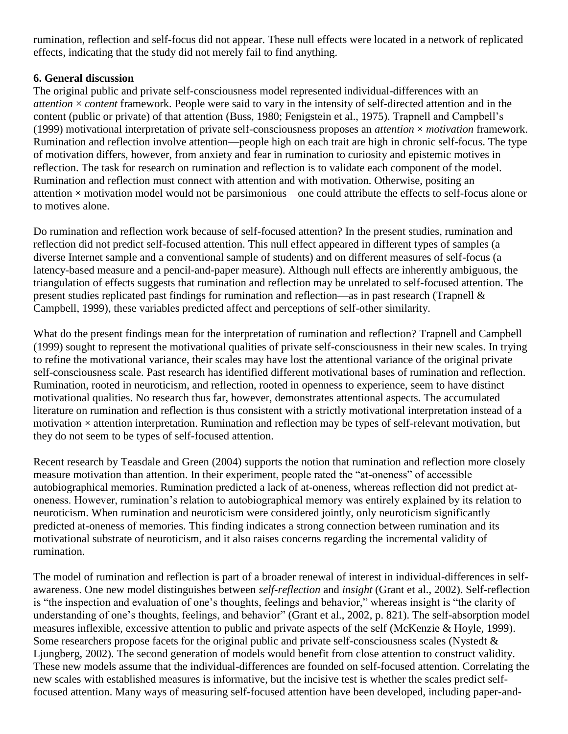rumination, reflection and self-focus did not appear. These null effects were located in a network of replicated effects, indicating that the study did not merely fail to find anything.

## 6. General discussion

The original public and private self-consciousness model represented individual-differences with an *attention* × *content* framework. People were said to vary in the intensity of self-directed attention and in the content (public or private) of that attention (Buss, 1980; Fenigstein et al., 1975). Trapnell and Campbell's (1999) motivational interpretation of private self-consciousness proposes an *attention* × *motivation* framework. Rumination and reflection involve attention—people high on each trait are high in chronic self-focus. The type of motivation differs, however, from anxiety and fear in rumination to curiosity and epistemic motives in reflection. The task for research on rumination and reflection is to validate each component of the model. Rumination and reflection must connect with attention and with motivation. Otherwise, positing an attention × motivation model would not be parsimonious—one could attribute the effects to self-focus alone or to motives alone.

Do rumination and reflection work because of self-focused attention? In the present studies, rumination and reflection did not predict self-focused attention. This null effect appeared in different types of samples (a diverse Internet sample and a conventional sample of students) and on different measures of self-focus (a latency-based measure and a pencil-and-paper measure). Although null effects are inherently ambiguous, the triangulation of effects suggests that rumination and reflection may be unrelated to self-focused attention. The present studies replicated past findings for rumination and reflection—as in past research (Trapnell & Campbell, 1999), these variables predicted affect and perceptions of self-other similarity.

What do the present findings mean for the interpretation of rumination and reflection? Trapnell and Campbell (1999) sought to represent the motivational qualities of private self-consciousness in their new scales. In trying to refine the motivational variance, their scales may have lost the attentional variance of the original private self-consciousness scale. Past research has identified different motivational bases of rumination and reflection. Rumination, rooted in neuroticism, and reflection, rooted in openness to experience, seem to have distinct motivational qualities. No research thus far, however, demonstrates attentional aspects. The accumulated literature on rumination and reflection is thus consistent with a strictly motivational interpretation instead of a motivation × attention interpretation. Rumination and reflection may be types of self-relevant motivation, but they do not seem to be types of self-focused attention.

Recent research by Teasdale and Green (2004) supports the notion that rumination and reflection more closely measure motivation than attention. In their experiment, people rated the "at-oneness" of accessible autobiographical memories. Rumination predicted a lack of at-oneness, whereas reflection did not predict at-oneness. However, rumination's relation to autobiographical memory was entirely explained by its relation to neuroticism. When rumination and neuroticism were considered jointly, only neuroticism significantly predicted at-oneness of memories. This finding indicates a strong connection between rumination and its motivational substrate of neuroticism, and it also raises concerns regarding the incremental validity of rumination.

The model of rumination and reflection is part of a broader renewal of interest in individual-differences in self-awareness. One new model distinguishes between *self-reflection* and *insight* (Grant et al., 2002). Self-reflection is "the inspection and evaluation of one's thoughts, feelings and behavior," whereas insight is "the clarity of understanding of one's thoughts, feelings, and behavior" (Grant et al., 2002, p. 821). The self-absorption model measures inflexible, excessive attention to public and private aspects of the self (McKenzie & Hoyle, 1999). Some researchers propose facets for the original public and private self-consciousness scales (Nystedt & Ljungberg, 2002). The second generation of models would benefit from close attention to construct validity. These new models assume that the individual-differences are founded on self-focused attention. Correlating the new scales with established measures is informative, but the incisive test is whether the scales predict self-focused attention. Many ways of measuring self-focused attention have been developed, including paper-and-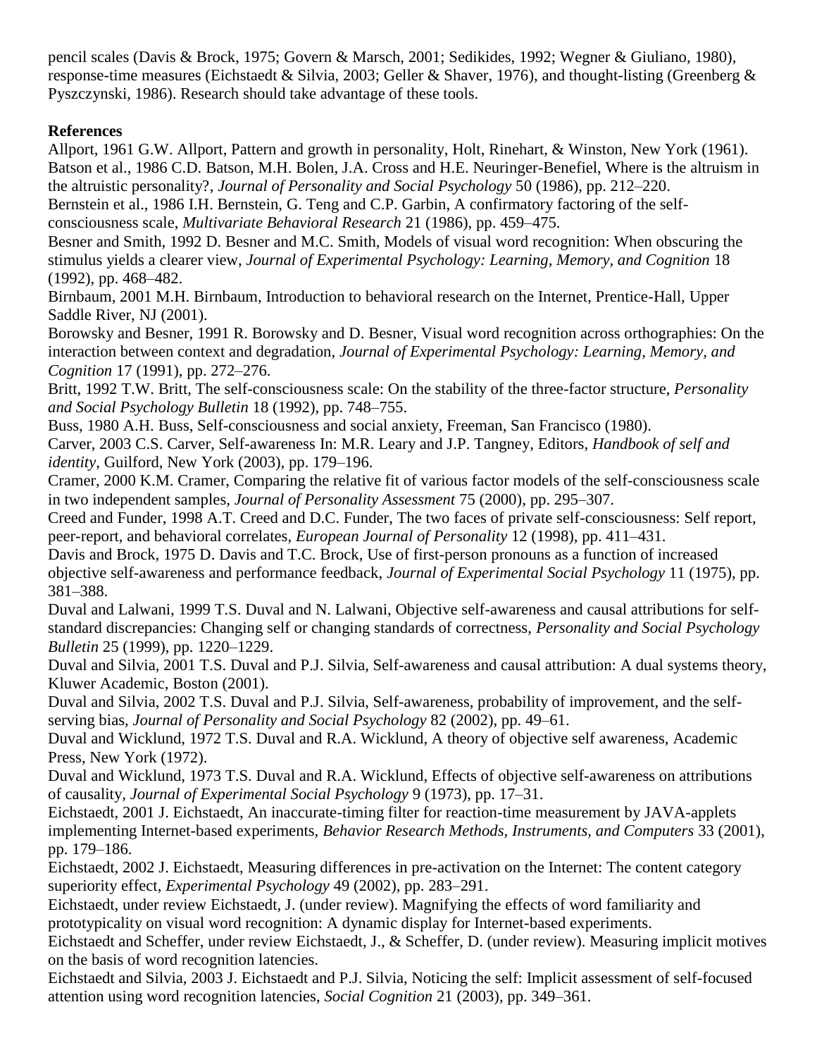pencil scales (Davis & Brock, 1975; Govern & Marsch, 2001; Sedikides, 1992; Wegner & Giuliano, 1980), response-time measures (Eichstaedt & Silvia, 2003; Geller & Shaver, 1976), and thought-listing (Greenberg & Pyszczynski, 1986). Research should take advantage of these tools.

**References**

Allport, 1961 G.W. Allport, Pattern and growth in personality, Holt, Rinehart, & Winston, New York (1961).

Batson et al., 1986 C.D. Batson, M.H. Bolen, J.A. Cross and H.E. Neuringer-Benefiel, Where is the altruism in the altruistic personality?, *Journal of Personality and Social Psychology* 50 (1986), pp. 212–220.

Bernstein et al., 1986 I.H. Bernstein, G. Teng and C.P. Garbin, A confirmatory factoring of the self-consciousness scale, *Multivariate Behavioral Research* 21 (1986), pp. 459–475.

Besner and Smith, 1992 D. Besner and M.C. Smith, Models of visual word recognition: When obscuring the stimulus yields a clearer view, *Journal of Experimental Psychology: Learning, Memory, and Cognition* 18 (1992), pp. 468–482.

Birnbaum, 2001 M.H. Birnbaum, Introduction to behavioral research on the Internet, Prentice-Hall, Upper Saddle River, NJ (2001).

Borowsky and Besner, 1991 R. Borowsky and D. Besner, Visual word recognition across orthographies: On the interaction between context and degradation, *Journal of Experimental Psychology: Learning, Memory, and Cognition* 17 (1991), pp. 272–276.

Britt, 1992 T.W. Britt, The self-consciousness scale: On the stability of the three-factor structure, *Personality and Social Psychology Bulletin* 18 (1992), pp. 748–755.

Buss, 1980 A.H. Buss, Self-consciousness and social anxiety, Freeman, San Francisco (1980).

Carver, 2003 C.S. Carver, Self-awareness In: M.R. Leary and J.P. Tangney, Editors, *Handbook of self and identity*, Guilford, New York (2003), pp. 179–196.

Cramer, 2000 K.M. Cramer, Comparing the relative fit of various factor models of the self-consciousness scale in two independent samples, *Journal of Personality Assessment* 75 (2000), pp. 295–307.

Creed and Funder, 1998 A.T. Creed and D.C. Funder, The two faces of private self-consciousness: Self report, peer-report, and behavioral correlates, *European Journal of Personality* 12 (1998), pp. 411–431.

Davis and Brock, 1975 D. Davis and T.C. Brock, Use of first-person pronouns as a function of increased objective self-awareness and performance feedback, *Journal of Experimental Social Psychology* 11 (1975), pp. 381–388.

Duval and Lalwani, 1999 T.S. Duval and N. Lalwani, Objective self-awareness and causal attributions for self-standard discrepancies: Changing self or changing standards of correctness, *Personality and Social Psychology Bulletin* 25 (1999), pp. 1220–1229.

Duval and Silvia, 2001 T.S. Duval and P.J. Silvia, Self-awareness and causal attribution: A dual systems theory, Kluwer Academic, Boston (2001).

Duval and Silvia, 2002 T.S. Duval and P.J. Silvia, Self-awareness, probability of improvement, and the self-serving bias, *Journal of Personality and Social Psychology* 82 (2002), pp. 49–61.

Duval and Wicklund, 1972 T.S. Duval and R.A. Wicklund, A theory of objective self awareness, Academic Press, New York (1972).

Duval and Wicklund, 1973 T.S. Duval and R.A. Wicklund, Effects of objective self-awareness on attributions of causality, *Journal of Experimental Social Psychology* 9 (1973), pp. 17–31.

Eichstaedt, 2001 J. Eichstaedt, An inaccurate-timing filter for reaction-time measurement by JAVA-applets implementing Internet-based experiments, *Behavior Research Methods, Instruments, and Computers* 33 (2001), pp. 179–186.

Eichstaedt, 2002 J. Eichstaedt, Measuring differences in pre-activation on the Internet: The content category superiority effect, *Experimental Psychology* 49 (2002), pp. 283–291.

Eichstaedt, under review Eichstaedt, J. (under review). Magnifying the effects of word familiarity and prototypicality on visual word recognition: A dynamic display for Internet-based experiments.

Eichstaedt and Scheffer, under review Eichstaedt, J., & Scheffer, D. (under review). Measuring implicit motives on the basis of word recognition latencies.

Eichstaedt and Silvia, 2003 J. Eichstaedt and P.J. Silvia, Noticing the self: Implicit assessment of self-focused attention using word recognition latencies, *Social Cognition* 21 (2003), pp. 349–361.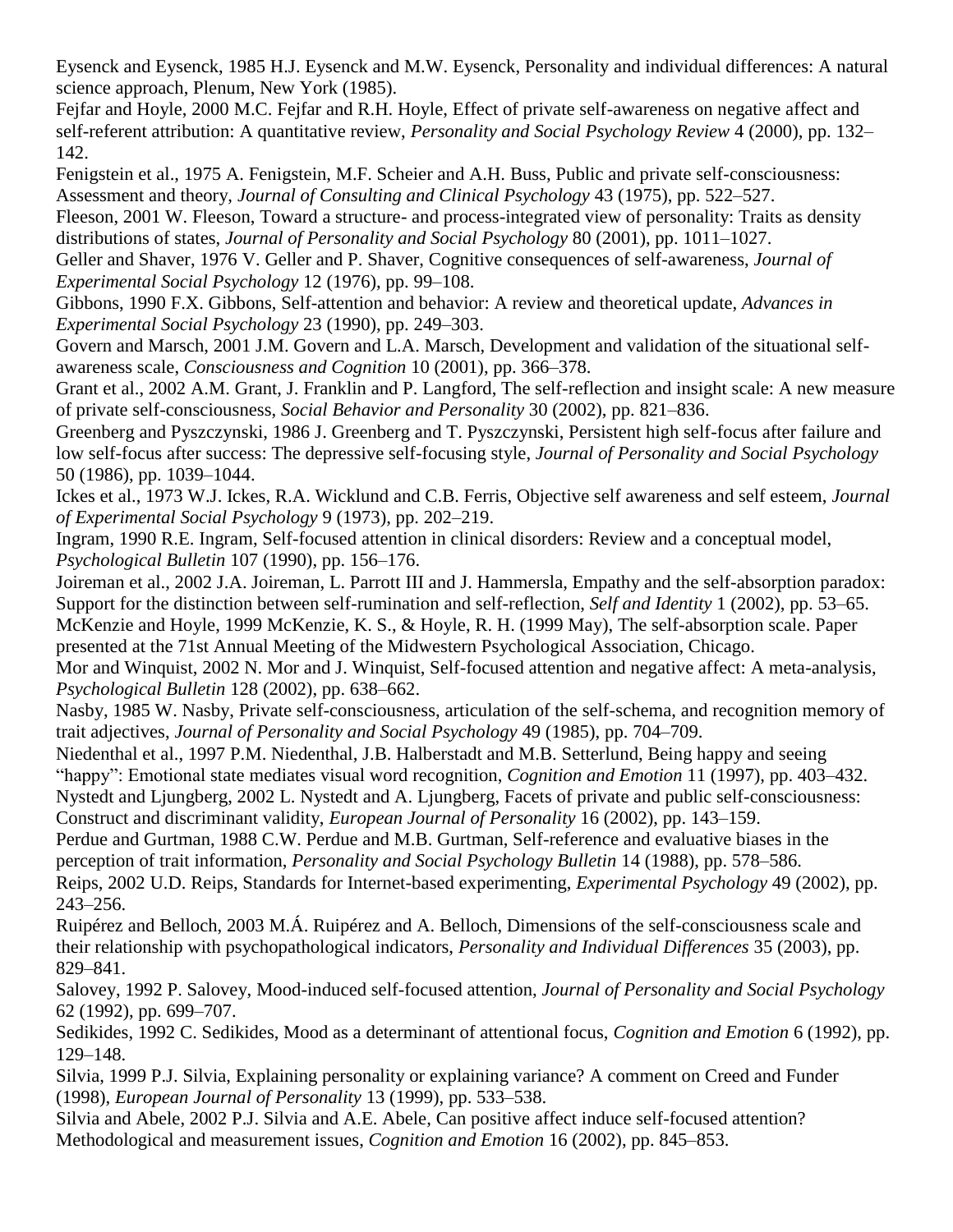Eysenck and Eysenck, 1985 H.J. Eysenck and M.W. Eysenck, Personality and individual differences: A natural science approach, Plenum, New York (1985).

Fejfar and Hoyle, 2000 M.C. Fejfar and R.H. Hoyle, Effect of private self-awareness on negative affect and self-referent attribution: A quantitative review, *Personality and Social Psychology Review* 4 (2000), pp. 132–142.

Fenigstein et al., 1975 A. Fenigstein, M.F. Scheier and A.H. Buss, Public and private self-consciousness: Assessment and theory, *Journal of Consulting and Clinical Psychology* 43 (1975), pp. 522–527.

Fleeson, 2001 W. Fleeson, Toward a structure- and process-integrated view of personality: Traits as density distributions of states, *Journal of Personality and Social Psychology* 80 (2001), pp. 1011–1027.

Geller and Shaver, 1976 V. Geller and P. Shaver, Cognitive consequences of self-awareness, *Journal of Experimental Social Psychology* 12 (1976), pp. 99–108.

Gibbons, 1990 F.X. Gibbons, Self-attention and behavior: A review and theoretical update, *Advances in Experimental Social Psychology* 23 (1990), pp. 249–303.

Govern and Marsch, 2001 J.M. Govern and L.A. Marsch, Development and validation of the situational self-awareness scale, *Consciousness and Cognition* 10 (2001), pp. 366–378.

Grant et al., 2002 A.M. Grant, J. Franklin and P. Langford, The self-reflection and insight scale: A new measure of private self-consciousness, *Social Behavior and Personality* 30 (2002), pp. 821–836.

Greenberg and Pyszczynski, 1986 J. Greenberg and T. Pyszczynski, Persistent high self-focus after failure and low self-focus after success: The depressive self-focusing style, *Journal of Personality and Social Psychology* 50 (1986), pp. 1039–1044.

Ickes et al., 1973 W.J. Ickes, R.A. Wicklund and C.B. Ferris, Objective self awareness and self esteem, *Journal of Experimental Social Psychology* 9 (1973), pp. 202–219.

Ingram, 1990 R.E. Ingram, Self-focused attention in clinical disorders: Review and a conceptual model, *Psychological Bulletin* 107 (1990), pp. 156–176.

Joireman et al., 2002 J.A. Joireman, L. Parrott III and J. Hammersla, Empathy and the self-absorption paradox: Support for the distinction between self-rumination and self-reflection, *Self and Identity* 1 (2002), pp. 53–65.

McKenzie and Hoyle, 1999 McKenzie, K. S., & Hoyle, R. H. (1999 May), The self-absorption scale. Paper presented at the 71st Annual Meeting of the Midwestern Psychological Association, Chicago.

Mor and Winquist, 2002 N. Mor and J. Winquist, Self-focused attention and negative affect: A meta-analysis, *Psychological Bulletin* 128 (2002), pp. 638–662.

Nasby, 1985 W. Nasby, Private self-consciousness, articulation of the self-schema, and recognition memory of trait adjectives, *Journal of Personality and Social Psychology* 49 (1985), pp. 704–709.

Niedenthal et al., 1997 P.M. Niedenthal, J.B. Halberstadt and M.B. Setterlund, Being happy and seeing "happy": Emotional state mediates visual word recognition, *Cognition and Emotion* 11 (1997), pp. 403–432.

Nystedt and Ljungberg, 2002 L. Nystedt and A. Ljungberg, Facets of private and public self-consciousness: Construct and discriminant validity, *European Journal of Personality* 16 (2002), pp. 143–159.

Perdue and Gurtman, 1988 C.W. Perdue and M.B. Gurtman, Self-reference and evaluative biases in the perception of trait information, *Personality and Social Psychology Bulletin* 14 (1988), pp. 578–586.

Reips, 2002 U.D. Reips, Standards for Internet-based experimenting, *Experimental Psychology* 49 (2002), pp. 243–256.

Ruipérez and Belloch, 2003 M.Á. Ruipérez and A. Belloch, Dimensions of the self-consciousness scale and their relationship with psychopathological indicators, *Personality and Individual Differences* 35 (2003), pp. 829–841.

Salovey, 1992 P. Salovey, Mood-induced self-focused attention, *Journal of Personality and Social Psychology* 62 (1992), pp. 699–707.

Sedikides, 1992 C. Sedikides, Mood as a determinant of attentional focus, *Cognition and Emotion* 6 (1992), pp. 129–148.

Silvia, 1999 P.J. Silvia, Explaining personality or explaining variance? A comment on Creed and Funder (1998), *European Journal of Personality* 13 (1999), pp. 533–538.

Silvia and Abele, 2002 P.J. Silvia and A.E. Abele, Can positive affect induce self-focused attention? Methodological and measurement issues, *Cognition and Emotion* 16 (2002), pp. 845–853.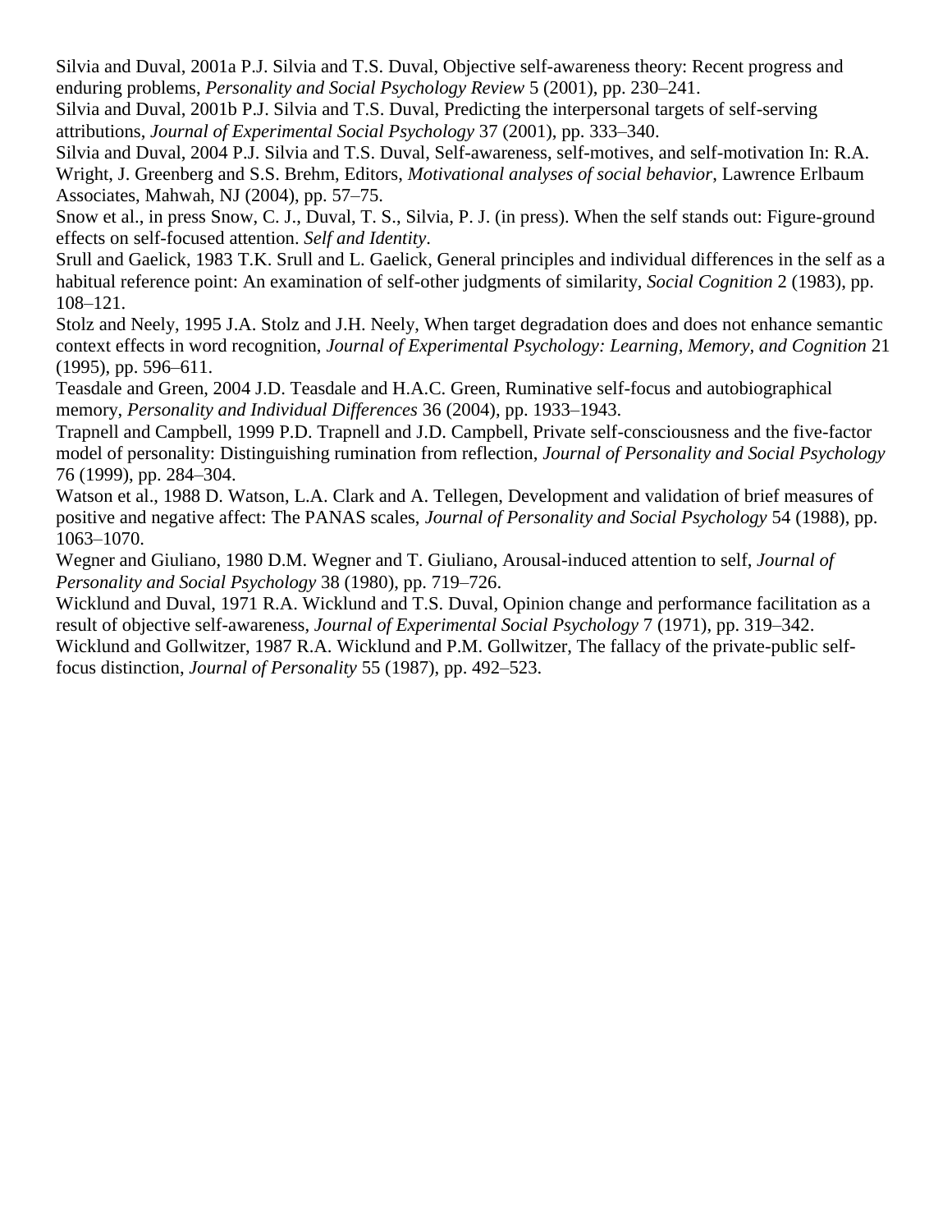Silvia and Duval, 2001a P.J. Silvia and T.S. Duval, Objective self-awareness theory: Recent progress and enduring problems, *Personality and Social Psychology Review* 5 (2001), pp. 230–241.

Silvia and Duval, 2001b P.J. Silvia and T.S. Duval, Predicting the interpersonal targets of self-serving attributions, *Journal of Experimental Social Psychology* 37 (2001), pp. 333–340.

Silvia and Duval, 2004 P.J. Silvia and T.S. Duval, Self-awareness, self-motives, and self-motivation In: R.A. Wright, J. Greenberg and S.S. Brehm, Editors, *Motivational analyses of social behavior*, Lawrence Erlbaum Associates, Mahwah, NJ (2004), pp. 57–75.

Snow et al., in press Snow, C. J., Duval, T. S., Silvia, P. J. (in press). When the self stands out: Figure-ground effects on self-focused attention. *Self and Identity*.

Srull and Gaelick, 1983 T.K. Srull and L. Gaelick, General principles and individual differences in the self as a habitual reference point: An examination of self-other judgments of similarity, *Social Cognition* 2 (1983), pp. 108–121.

Stolz and Neely, 1995 J.A. Stolz and J.H. Neely, When target degradation does and does not enhance semantic context effects in word recognition, *Journal of Experimental Psychology: Learning, Memory, and Cognition* 21 (1995), pp. 596–611.

Teasdale and Green, 2004 J.D. Teasdale and H.A.C. Green, Ruminative self-focus and autobiographical memory, *Personality and Individual Differences* 36 (2004), pp. 1933–1943.

Trapnell and Campbell, 1999 P.D. Trapnell and J.D. Campbell, Private self-consciousness and the five-factor model of personality: Distinguishing rumination from reflection, *Journal of Personality and Social Psychology* 76 (1999), pp. 284–304.

Watson et al., 1988 D. Watson, L.A. Clark and A. Tellegen, Development and validation of brief measures of positive and negative affect: The PANAS scales, *Journal of Personality and Social Psychology* 54 (1988), pp. 1063–1070.

Wegner and Giuliano, 1980 D.M. Wegner and T. Giuliano, Arousal-induced attention to self, *Journal of Personality and Social Psychology* 38 (1980), pp. 719–726.

Wicklund and Duval, 1971 R.A. Wicklund and T.S. Duval, Opinion change and performance facilitation as a result of objective self-awareness, *Journal of Experimental Social Psychology* 7 (1971), pp. 319–342.

Wicklund and Gollwitzer, 1987 R.A. Wicklund and P.M. Gollwitzer, The fallacy of the private-public self-focus distinction, *Journal of Personality* 55 (1987), pp. 492–523.